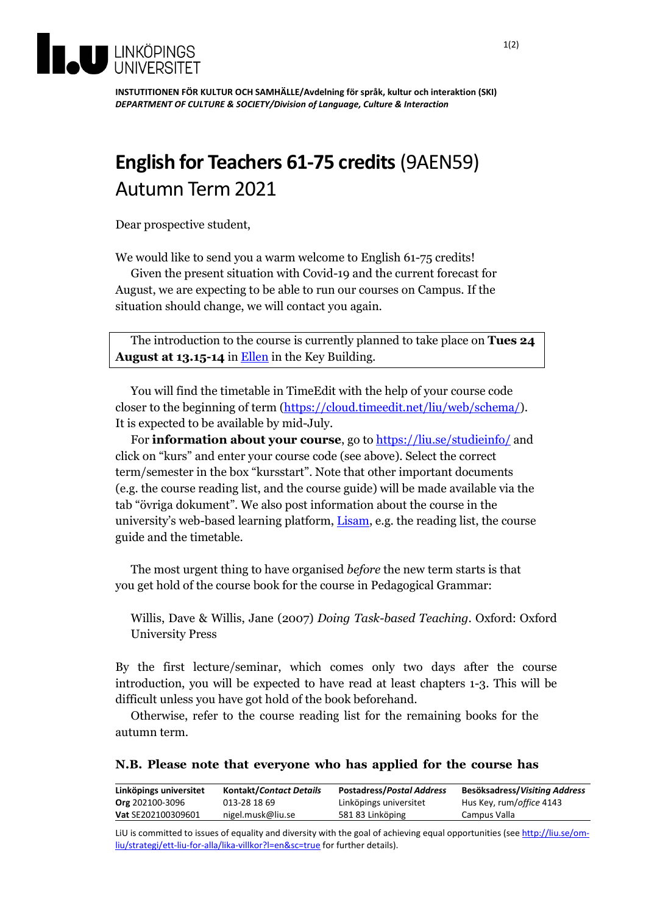**INSTITUTIONEN FÖR KULTUR OCH SAMHÄLLE/Avdelning för språk, kultur och interaktion (SKI)**
***DEPARTMENT OF CULTURE & SOCIETY/Division of Language, Culture & Interaction***

# **English for Teachers 61-75 credits** (9AEN59) Autumn Term 2021

Dear prospective student,

We would like to send you a warm welcome to English 61-75 credits!

Given the present situation with Covid-19 and the current forecast for August, we are expecting to be able to run our courses on Campus. If the situation should change, we will contact you again.

The introduction to the course is currently planned to take place on **Tues 24 August at 13.15-14** in [Ellen] in the Key Building.

You will find the timetable in TimeEdit with the help of your course code closer to the beginning of term (https://cloud.timeedit.net/liu/web/schema/). It is expected to be available by mid-July.

For **information about your course**, go to https://liu.se/studieinfo/ and click on "kurs" and enter your course code (see above). Select the correct term/semester in the box "kursstart". Note that other important documents (e.g. the course reading list, and the course guide) will be made available via the tab "övriga dokument". We also post information about the course in the university's web-based learning platform, Lisam, e.g. the reading list, the course guide and the timetable.

The most urgent thing to have organised *before* the new term starts is that you get hold of the course book for the course in Pedagogical Grammar:

> Willis, Dave & Willis, Jane (2007) *Doing Task-based Teaching*. Oxford: Oxford University Press

By the first lecture/seminar, which comes only two days after the course introduction, you will be expected to have read at least chapters 1-3. This will be difficult unless you have got hold of the book beforehand.

Otherwise, refer to the course reading list for the remaining books for the autumn term.

**N.B. Please note that everyone who has applied for the course has**

| **Linköpings universitet** | **Kontakt/*Contact Details*** | **Postadress/*Postal Address*** | **Besöksadress/*Visiting Address*** |
|---|---|---|---|
| **Org** 202100-3096 | 013-28 18 69 | Linköpings universitet | Hus Key, rum/*office* 4143 |
| **Vat** SE202100309601 | nigel.musk@liu.se | 581 83 Linköping | Campus Valla |

LiU is committed to issues of equality and diversity with the goal of achieving equal opportunities (see http://liu.se/om-liu/strategi/ett-liu-for-alla/lika-villkor?l=en&sc=true for further details).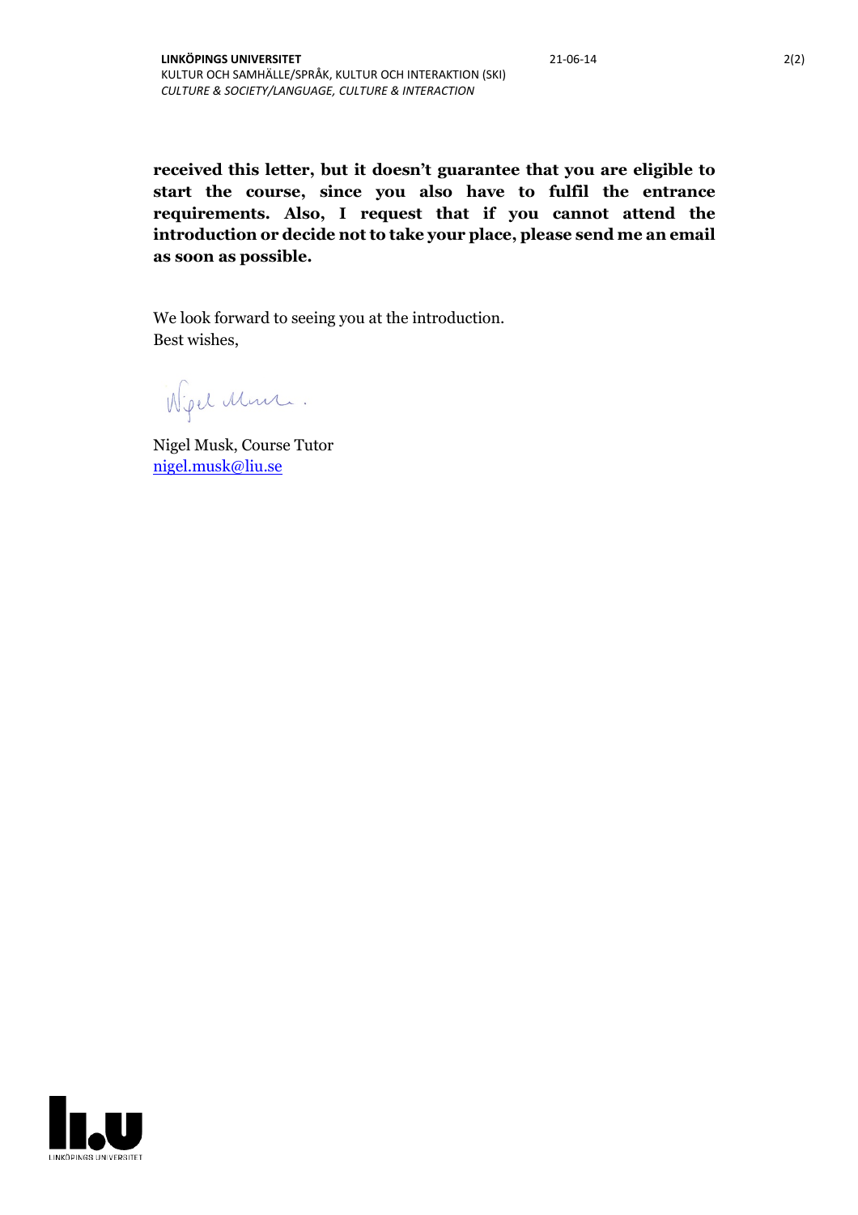**received this letter, but it doesn't guarantee that you are eligible to start the course, since you also have to fulfil the entrance requirements. Also, I request that if you cannot attend the introduction or decide not to take your place, please send me an email as soon as possible.**

We look forward to seeing you at the introduction.
Best wishes,

Nigel Musk, Course Tutor
nigel.musk@liu.se